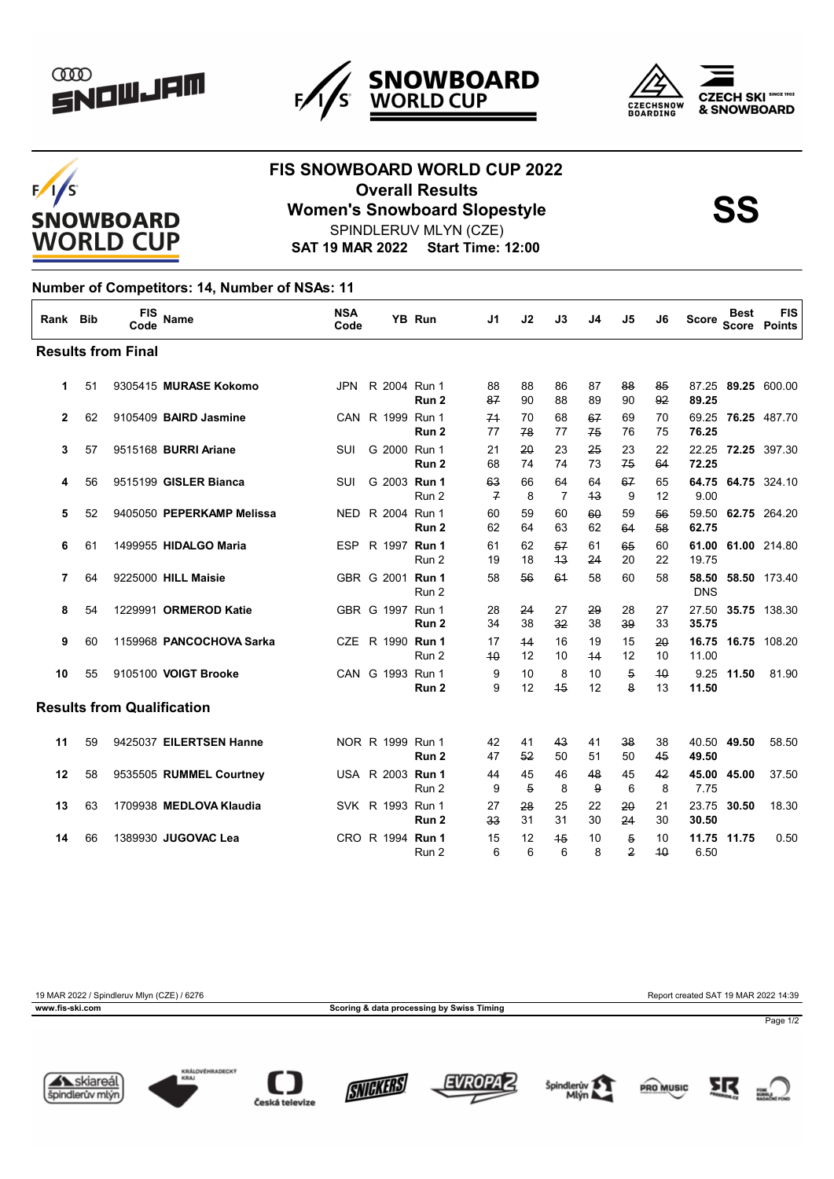# FIS SNOWBOARD WORLD CUP 2022

## Overall Results

## Women's Snowboard Slopestyle

**SS**

SPINDLERUV MLYN (CZE)

**SAT 19 MAR 2022 Start Time: 12:00**

**Number of Competitors: 14, Number of NSAs: 11**

| Rank | Bib | FIS Code | Name | NSA Code | | YB | Run | J1 | J2 | J3 | J4 | J5 | J6 | Score | Best Score | FIS Points |
|---|---|---|---|---|---|---|---|---|---|---|---|---|---|---|---|---|
| **Results from Final** | | | | | | | | | | | | | | | | |
| 1 | 51 | 9305415 | **MURASE Kokomo** | JPN | R | 2004 | Run 1 | 88 | 88 | 86 | 87 | ~~88~~ | ~~85~~ | 87.25 | **89.25** | 600.00 |
| | | | | | | | **Run 2** | ~~87~~ | 90 | 88 | 89 | 90 | ~~92~~ | **89.25** | | |
| 2 | 62 | 9105409 | **BAIRD Jasmine** | CAN | R | 1999 | Run 1 | ~~71~~ | 70 | 68 | ~~67~~ | 69 | 70 | 69.25 | **76.25** | 487.70 |
| | | | | | | | **Run 2** | 77 | ~~78~~ | 77 | ~~75~~ | 76 | 75 | **76.25** | | |
| 3 | 57 | 9515168 | **BURRI Ariane** | SUI | G | 2000 | Run 1 | 21 | ~~20~~ | 23 | ~~25~~ | 23 | 22 | 22.25 | **72.25** | 397.30 |
| | | | | | | | **Run 2** | 68 | 74 | 74 | 73 | ~~75~~ | ~~64~~ | **72.25** | | |
| 4 | 56 | 9515199 | **GISLER Bianca** | SUI | G | 2003 | **Run 1** | ~~63~~ | 66 | 64 | 64 | ~~67~~ | 65 | **64.75** | **64.75** | 324.10 |
| | | | | | | | Run 2 | ~~7~~ | 8 | 7 | ~~13~~ | 9 | 12 | 9.00 | | |
| 5 | 52 | 9405050 | **PEPERKAMP Melissa** | NED | R | 2004 | Run 1 | 60 | 59 | 60 | ~~60~~ | 59 | ~~56~~ | 59.50 | **62.75** | 264.20 |
| | | | | | | | **Run 2** | 62 | 64 | 63 | 62 | ~~64~~ | ~~58~~ | **62.75** | | |
| 6 | 61 | 1499955 | **HIDALGO Maria** | ESP | R | 1997 | **Run 1** | 61 | 62 | ~~57~~ | 61 | ~~65~~ | 60 | **61.00** | **61.00** | 214.80 |
| | | | | | | | Run 2 | 19 | 18 | ~~13~~ | ~~24~~ | 20 | 22 | 19.75 | | |
| 7 | 64 | 9225000 | **HILL Maisie** | GBR | G | 2001 | **Run 1** | 58 | ~~56~~ | ~~61~~ | 58 | 60 | 58 | **58.50** | **58.50** | 173.40 |
| | | | | | | | Run 2 | | | | | | | DNS | | |
| 8 | 54 | 1229991 | **ORMEROD Katie** | GBR | G | 1997 | Run 1 | 28 | ~~24~~ | 27 | ~~29~~ | 28 | 27 | 27.50 | **35.75** | 138.30 |
| | | | | | | | **Run 2** | 34 | 38 | ~~32~~ | 38 | ~~39~~ | 33 | **35.75** | | |
| 9 | 60 | 1159968 | **PANCOCHOVA Sarka** | CZE | R | 1990 | **Run 1** | 17 | ~~14~~ | 16 | 19 | 15 | ~~20~~ | **16.75** | **16.75** | 108.20 |
| | | | | | | | Run 2 | ~~10~~ | 12 | 10 | ~~14~~ | 12 | 10 | 11.00 | | |
| 10 | 55 | 9105100 | **VOIGT Brooke** | CAN | G | 1993 | Run 1 | 9 | 10 | 8 | 10 | ~~5~~ | ~~10~~ | 9.25 | **11.50** | 81.90 |
| | | | | | | | **Run 2** | 9 | 12 | ~~15~~ | 12 | ~~8~~ | 13 | **11.50** | | |
| **Results from Qualification** | | | | | | | | | | | | | | | | |
| 11 | 59 | 9425037 | **EILERTSEN Hanne** | NOR | R | 1999 | Run 1 | 42 | 41 | ~~43~~ | 41 | ~~38~~ | 38 | 40.50 | **49.50** | 58.50 |
| | | | | | | | **Run 2** | 47 | ~~52~~ | 50 | 51 | 50 | ~~45~~ | **49.50** | | |
| 12 | 58 | 9535505 | **RUMMEL Courtney** | USA | R | 2003 | **Run 1** | 44 | 45 | 46 | ~~48~~ | 45 | ~~42~~ | **45.00** | **45.00** | 37.50 |
| | | | | | | | Run 2 | 9 | ~~5~~ | 8 | ~~9~~ | 6 | 8 | 7.75 | | |
| 13 | 63 | 1709938 | **MEDLOVA Klaudia** | SVK | R | 1993 | Run 1 | 27 | ~~28~~ | 25 | 22 | ~~20~~ | 21 | 23.75 | **30.50** | 18.30 |
| | | | | | | | **Run 2** | ~~33~~ | 31 | 31 | 30 | ~~24~~ | 30 | **30.50** | | |
| 14 | 66 | 1389930 | **JUGOVAC Lea** | CRO | R | 1994 | **Run 1** | 15 | 12 | ~~15~~ | 10 | ~~5~~ | 10 | **11.75** | **11.75** | 0.50 |
| | | | | | | | Run 2 | 6 | 6 | 6 | 8 | ~~2~~ | ~~10~~ | 6.50 | | |

19 MAR 2022 / Spindleruv Mlyn (CZE) / 6276 — Report created SAT 19 MAR 2022 14:39

www.fis-ski.com — Scoring & data processing by Swiss Timing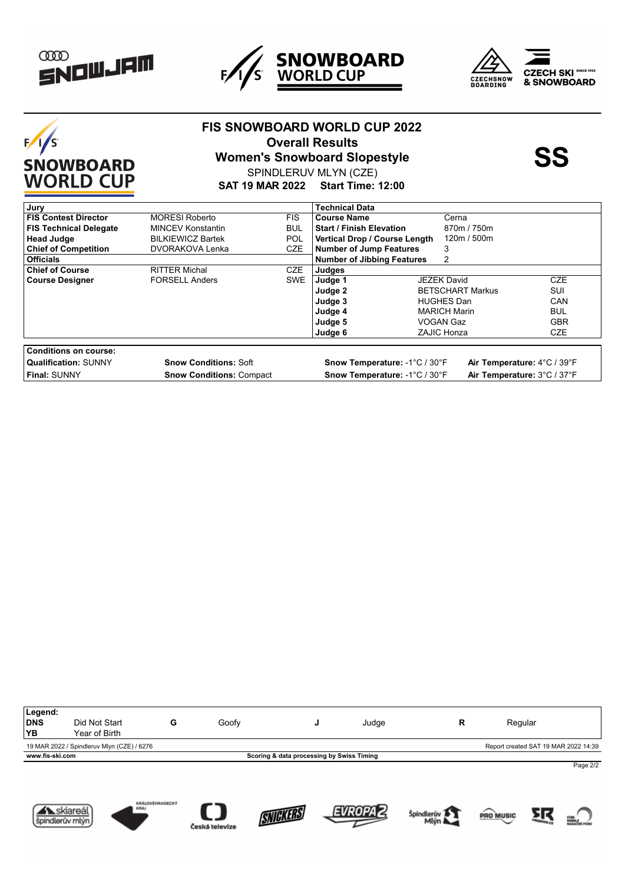# FIS SNOWBOARD WORLD CUP 2022

## Overall Results

## Women's Snowboard Slopestyle

SPINDLERUV MLYN (CZE)

**SAT 19 MAR 2022 Start Time: 12:00**

**SS**

| Jury | | | Technical Data | | |
|---|---|---|---|---|---|
| **FIS Contest Director** | MORESI Roberto | FIS | **Course Name** | Cerna | |
| **FIS Technical Delegate** | MINCEV Konstantin | BUL | **Start / Finish Elevation** | 870m / 750m | |
| **Head Judge** | BILKIEWICZ Bartek | POL | **Vertical Drop / Course Length** | 120m / 500m | |
| **Chief of Competition** | DVORAKOVA Lenka | CZE | **Number of Jump Features** | 3 | |
| **Officials** | | | **Number of Jibbing Features** | 2 | |
| **Chief of Course** | RITTER Michal | CZE | **Judges** | | |
| **Course Designer** | FORSELL Anders | SWE | **Judge 1** | JEZEK David | CZE |
| | | | **Judge 2** | BETSCHART Markus | SUI |
| | | | **Judge 3** | HUGHES Dan | CAN |
| | | | **Judge 4** | MARICH Marin | BUL |
| | | | **Judge 5** | VOGAN Gaz | GBR |
| | | | **Judge 6** | ZAJIC Honza | CZE |

| Conditions on course: | | | |
|---|---|---|---|
| **Qualification:** SUNNY | **Snow Conditions:** Soft | **Snow Temperature:** -1°C / 30°F | **Air Temperature:** 4°C / 39°F |
| **Final:** SUNNY | **Snow Conditions:** Compact | **Snow Temperature:** -1°C / 30°F | **Air Temperature:** 3°C / 37°F |

| Legend: | | | | | | | |
|---|---|---|---|---|---|---|---|
| **DNS** | Did Not Start | **G** | Goofy | **J** | Judge | **R** | Regular |
| **YB** | Year of Birth | | | | | | |

19 MAR 2022 / Spindleruv Mlyn (CZE) / 6276

Report created SAT 19 MAR 2022 14:39

www.fis-ski.com

Scoring & data processing by Swiss Timing